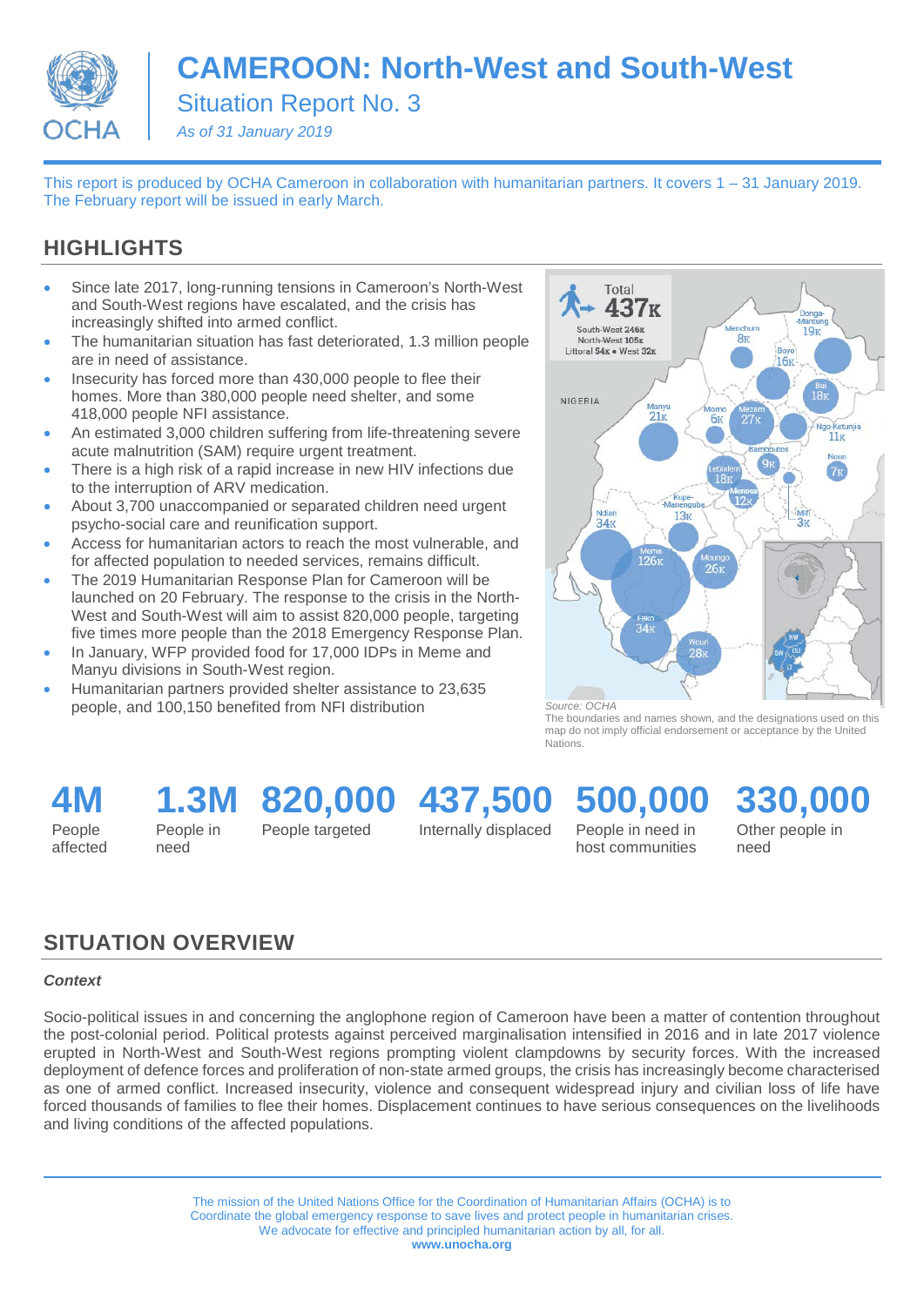# CAMEROON: North-West and South-West

## Situation Report No. 3

*As of 31 January 2019*

This report is produced by OCHA Cameroon in collaboration with humanitarian partners. It covers 1 – 31 January 2019. The February report will be issued in early March.

## HIGHLIGHTS

- Since late 2017, long-running tensions in Cameroon's North-West and South-West regions have escalated, and the crisis has increasingly shifted into armed conflict.
- The humanitarian situation has fast deteriorated, 1.3 million people are in need of assistance.
- Insecurity has forced more than 430,000 people to flee their homes. More than 380,000 people need shelter, and some 418,000 people NFI assistance.
- An estimated 3,000 children suffering from life-threatening severe acute malnutrition (SAM) require urgent treatment.
- There is a high risk of a rapid increase in new HIV infections due to the interruption of ARV medication.
- About 3,700 unaccompanied or separated children need urgent psycho-social care and reunification support.
- Access for humanitarian actors to reach the most vulnerable, and for affected population to needed services, remains difficult.
- The 2019 Humanitarian Response Plan for Cameroon will be launched on 20 February. The response to the crisis in the North-West and South-West will aim to assist 820,000 people, targeting five times more people than the 2018 Emergency Response Plan.
- In January, WFP provided food for 17,000 IDPs in Meme and Manyu divisions in South-West region.
- Humanitarian partners provided shelter assistance to 23,635 people, and 100,150 benefited from NFI distribution

Total 437K
South-West 246K
North-West 105K
Littoral 54K • West 32K

Menchum 8K, Donga-Mantung 19K, Boyo 16K, Bui 18K, Momo 6K, Mezam 27K, Ngo-Ketunjia 11K, Manyu 21K, Bamboutos 9K, Noun 7K, Lebialem 18K, Menoua 12K, Kupe-Manenguba 13K, Mifi 3K, Ndian 34K, Meme 126K, Moungo 26K, Fako 34K, Wouri 28K

Source: OCHA
The boundaries and names shown, and the designations used on this map do not imply official endorsement or acceptance by the United Nations.

| 4M | 1.3M | 820,000 | 437,500 | 500,000 | 330,000 |
|---|---|---|---|---|---|
| People affected | People in need | People targeted | Internally displaced | People in need in host communities | Other people in need |

## SITUATION OVERVIEW

### *Context*

Socio-political issues in and concerning the anglophone region of Cameroon have been a matter of contention throughout the post-colonial period. Political protests against perceived marginalisation intensified in 2016 and in late 2017 violence erupted in North-West and South-West regions prompting violent clampdowns by security forces. With the increased deployment of defence forces and proliferation of non-state armed groups, the crisis has increasingly become characterised as one of armed conflict. Increased insecurity, violence and consequent widespread injury and civilian loss of life have forced thousands of families to flee their homes. Displacement continues to have serious consequences on the livelihoods and living conditions of the affected populations.

The mission of the United Nations Office for the Coordination of Humanitarian Affairs (OCHA) is to Coordinate the global emergency response to save lives and protect people in humanitarian crises. We advocate for effective and principled humanitarian action by all, for all.
**www.unocha.org**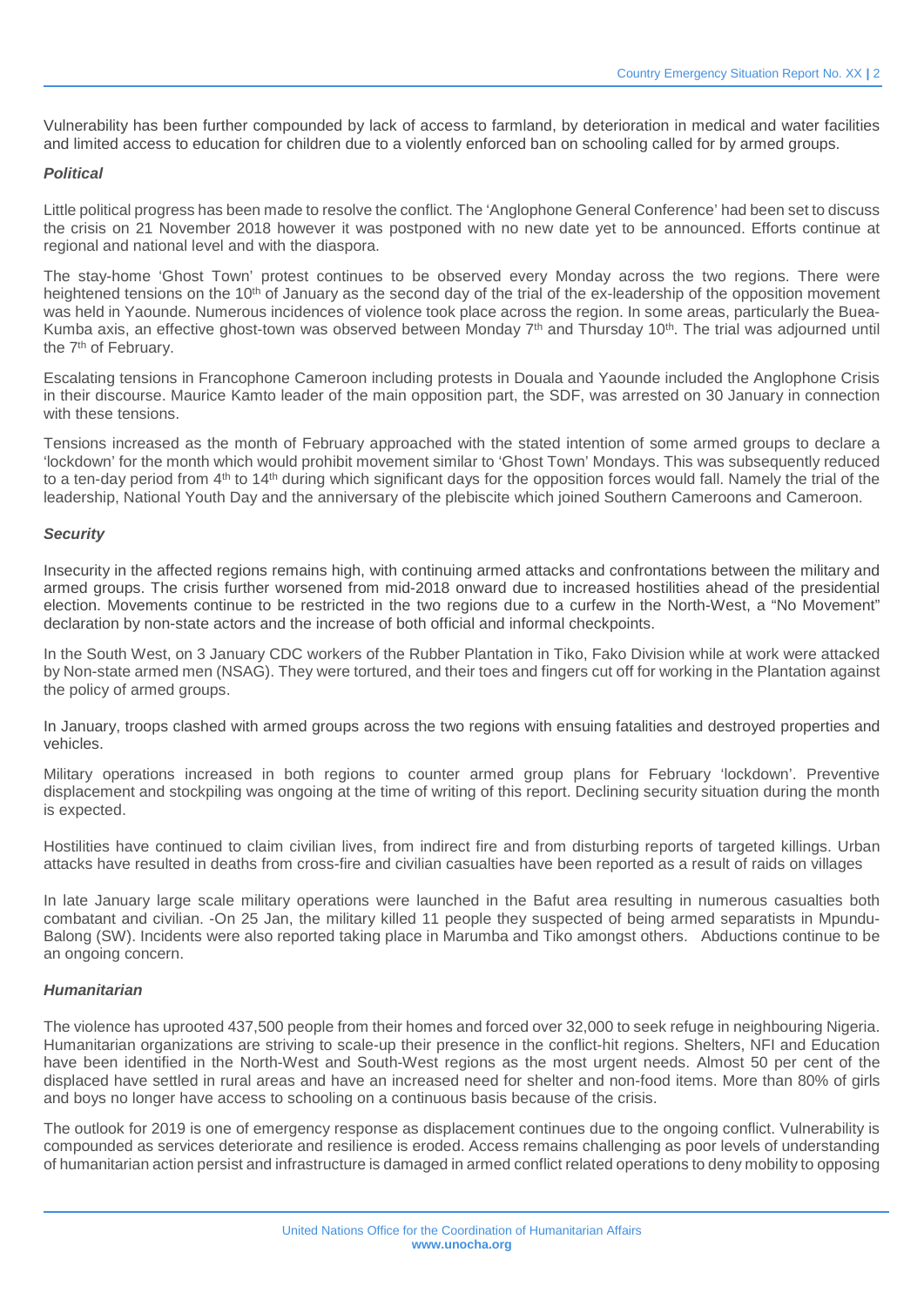Vulnerability has been further compounded by lack of access to farmland, by deterioration in medical and water facilities and limited access to education for children due to a violently enforced ban on schooling called for by armed groups.

***Political***

Little political progress has been made to resolve the conflict. The 'Anglophone General Conference' had been set to discuss the crisis on 21 November 2018 however it was postponed with no new date yet to be announced. Efforts continue at regional and national level and with the diaspora.

The stay-home 'Ghost Town' protest continues to be observed every Monday across the two regions. There were heightened tensions on the 10th of January as the second day of the trial of the ex-leadership of the opposition movement was held in Yaounde. Numerous incidences of violence took place across the region. In some areas, particularly the Buea-Kumba axis, an effective ghost-town was observed between Monday 7th and Thursday 10th. The trial was adjourned until the 7th of February.

Escalating tensions in Francophone Cameroon including protests in Douala and Yaounde included the Anglophone Crisis in their discourse. Maurice Kamto leader of the main opposition part, the SDF, was arrested on 30 January in connection with these tensions.

Tensions increased as the month of February approached with the stated intention of some armed groups to declare a 'lockdown' for the month which would prohibit movement similar to 'Ghost Town' Mondays. This was subsequently reduced to a ten-day period from 4th to 14th during which significant days for the opposition forces would fall. Namely the trial of the leadership, National Youth Day and the anniversary of the plebiscite which joined Southern Cameroons and Cameroon.

***Security***

Insecurity in the affected regions remains high, with continuing armed attacks and confrontations between the military and armed groups. The crisis further worsened from mid-2018 onward due to increased hostilities ahead of the presidential election. Movements continue to be restricted in the two regions due to a curfew in the North-West, a "No Movement" declaration by non-state actors and the increase of both official and informal checkpoints.

In the South West, on 3 January CDC workers of the Rubber Plantation in Tiko, Fako Division while at work were attacked by Non-state armed men (NSAG). They were tortured, and their toes and fingers cut off for working in the Plantation against the policy of armed groups.

In January, troops clashed with armed groups across the two regions with ensuing fatalities and destroyed properties and vehicles.

Military operations increased in both regions to counter armed group plans for February 'lockdown'. Preventive displacement and stockpiling was ongoing at the time of writing of this report. Declining security situation during the month is expected.

Hostilities have continued to claim civilian lives, from indirect fire and from disturbing reports of targeted killings. Urban attacks have resulted in deaths from cross-fire and civilian casualties have been reported as a result of raids on villages

In late January large scale military operations were launched in the Bafut area resulting in numerous casualties both combatant and civilian. -On 25 Jan, the military killed 11 people they suspected of being armed separatists in Mpundu-Balong (SW). Incidents were also reported taking place in Marumba and Tiko amongst others. Abductions continue to be an ongoing concern.

***Humanitarian***

The violence has uprooted 437,500 people from their homes and forced over 32,000 to seek refuge in neighbouring Nigeria. Humanitarian organizations are striving to scale-up their presence in the conflict-hit regions. Shelters, NFI and Education have been identified in the North-West and South-West regions as the most urgent needs. Almost 50 per cent of the displaced have settled in rural areas and have an increased need for shelter and non-food items. More than 80% of girls and boys no longer have access to schooling on a continuous basis because of the crisis.

The outlook for 2019 is one of emergency response as displacement continues due to the ongoing conflict. Vulnerability is compounded as services deteriorate and resilience is eroded. Access remains challenging as poor levels of understanding of humanitarian action persist and infrastructure is damaged in armed conflict related operations to deny mobility to opposing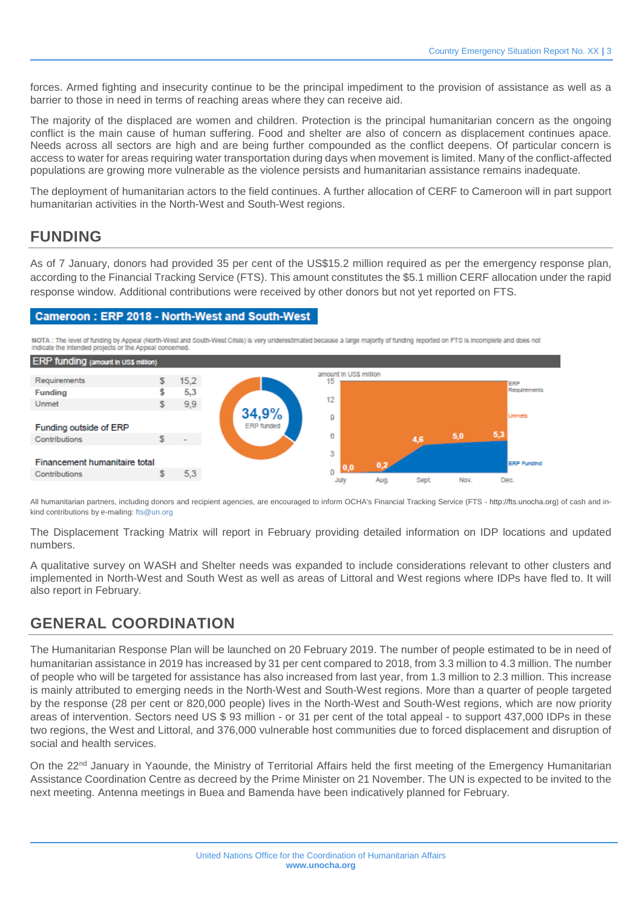forces. Armed fighting and insecurity continue to be the principal impediment to the provision of assistance as well as a barrier to those in need in terms of reaching areas where they can receive aid.

The majority of the displaced are women and children. Protection is the principal humanitarian concern as the ongoing conflict is the main cause of human suffering. Food and shelter are also of concern as displacement continues apace. Needs across all sectors are high and are being further compounded as the conflict deepens. Of particular concern is access to water for areas requiring water transportation during days when movement is limited. Many of the conflict-affected populations are growing more vulnerable as the violence persists and humanitarian assistance remains inadequate.

The deployment of humanitarian actors to the field continues. A further allocation of CERF to Cameroon will in part support humanitarian activities in the North-West and South-West regions.

## FUNDING

As of 7 January, donors had provided 35 per cent of the US$15.2 million required as per the emergency response plan, according to the Financial Tracking Service (FTS). This amount constitutes the $5.1 million CERF allocation under the rapid response window. Additional contributions were received by other donors but not yet reported on FTS.

**Cameroon : ERP 2018 - North-West and South-West**

NOTA : The level of funding by Appeal (North-West and South-West Crisis) is very underestimated because a large majority of funding reported on FTS is incomplete and does not indicate the intended projects or the Appeal concerned.

ERP funding (amount in US$ million)

| | | |
|---|---|---|
| Requirements | $ | 15,2 |
| Funding | $ | 5,3 |
| Unmet | $ | 9,9 |
| **Funding outside of ERP** | | |
| Contributions | $ | - |
| **Financement humanitaire total** | | |
| Contributions | $ | 5,3 |

34,9% ERP funded

amount in US$ million

| | July | Aug. | Sept. | Nov. | Dec. |
|---|---|---|---|---|---|
| ERP Funding | 0,0 | 0,2 | 4,6 | 5,0 | 5,3 |

ERP Requirements: 15; Unmets

All humanitarian partners, including donors and recipient agencies, are encouraged to inform OCHA's Financial Tracking Service (FTS - http://fts.unocha.org) of cash and in-kind contributions by e-mailing: fts@un.org

The Displacement Tracking Matrix will report in February providing detailed information on IDP locations and updated numbers.

A qualitative survey on WASH and Shelter needs was expanded to include considerations relevant to other clusters and implemented in North-West and South West as well as areas of Littoral and West regions where IDPs have fled to. It will also report in February.

## GENERAL COORDINATION

The Humanitarian Response Plan will be launched on 20 February 2019. The number of people estimated to be in need of humanitarian assistance in 2019 has increased by 31 per cent compared to 2018, from 3.3 million to 4.3 million. The number of people who will be targeted for assistance has also increased from last year, from 1.3 million to 2.3 million. This increase is mainly attributed to emerging needs in the North-West and South-West regions. More than a quarter of people targeted by the response (28 per cent or 820,000 people) lives in the North-West and South-West regions, which are now priority areas of intervention. Sectors need US $ 93 million - or 31 per cent of the total appeal - to support 437,000 IDPs in these two regions, the West and Littoral, and 376,000 vulnerable host communities due to forced displacement and disruption of social and health services.

On the 22nd January in Yaounde, the Ministry of Territorial Affairs held the first meeting of the Emergency Humanitarian Assistance Coordination Centre as decreed by the Prime Minister on 21 November. The UN is expected to be invited to the next meeting. Antenna meetings in Buea and Bamenda have been indicatively planned for February.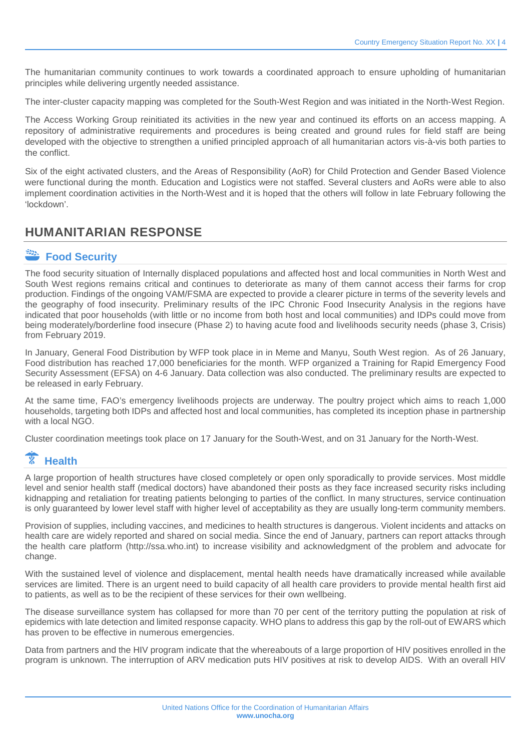The humanitarian community continues to work towards a coordinated approach to ensure upholding of humanitarian principles while delivering urgently needed assistance.

The inter-cluster capacity mapping was completed for the South-West Region and was initiated in the North-West Region.

The Access Working Group reinitiated its activities in the new year and continued its efforts on an access mapping. A repository of administrative requirements and procedures is being created and ground rules for field staff are being developed with the objective to strengthen a unified principled approach of all humanitarian actors vis-à-vis both parties to the conflict.

Six of the eight activated clusters, and the Areas of Responsibility (AoR) for Child Protection and Gender Based Violence were functional during the month. Education and Logistics were not staffed. Several clusters and AoRs were able to also implement coordination activities in the North-West and it is hoped that the others will follow in late February following the 'lockdown'.

## HUMANITARIAN RESPONSE

### Food Security

The food security situation of Internally displaced populations and affected host and local communities in North West and South West regions remains critical and continues to deteriorate as many of them cannot access their farms for crop production. Findings of the ongoing VAM/FSMA are expected to provide a clearer picture in terms of the severity levels and the geography of food insecurity. Preliminary results of the IPC Chronic Food Insecurity Analysis in the regions have indicated that poor households (with little or no income from both host and local communities) and IDPs could move from being moderately/borderline food insecure (Phase 2) to having acute food and livelihoods security needs (phase 3, Crisis) from February 2019.

In January, General Food Distribution by WFP took place in in Meme and Manyu, South West region. As of 26 January, Food distribution has reached 17,000 beneficiaries for the month. WFP organized a Training for Rapid Emergency Food Security Assessment (EFSA) on 4-6 January. Data collection was also conducted. The preliminary results are expected to be released in early February.

At the same time, FAO's emergency livelihoods projects are underway. The poultry project which aims to reach 1,000 households, targeting both IDPs and affected host and local communities, has completed its inception phase in partnership with a local NGO.

Cluster coordination meetings took place on 17 January for the South-West, and on 31 January for the North-West.

### Health

A large proportion of health structures have closed completely or open only sporadically to provide services. Most middle level and senior health staff (medical doctors) have abandoned their posts as they face increased security risks including kidnapping and retaliation for treating patients belonging to parties of the conflict. In many structures, service continuation is only guaranteed by lower level staff with higher level of acceptability as they are usually long-term community members.

Provision of supplies, including vaccines, and medicines to health structures is dangerous. Violent incidents and attacks on health care are widely reported and shared on social media. Since the end of January, partners can report attacks through the health care platform (http://ssa.who.int) to increase visibility and acknowledgment of the problem and advocate for change.

With the sustained level of violence and displacement, mental health needs have dramatically increased while available services are limited. There is an urgent need to build capacity of all health care providers to provide mental health first aid to patients, as well as to be the recipient of these services for their own wellbeing.

The disease surveillance system has collapsed for more than 70 per cent of the territory putting the population at risk of epidemics with late detection and limited response capacity. WHO plans to address this gap by the roll-out of EWARS which has proven to be effective in numerous emergencies.

Data from partners and the HIV program indicate that the whereabouts of a large proportion of HIV positives enrolled in the program is unknown. The interruption of ARV medication puts HIV positives at risk to develop AIDS. With an overall HIV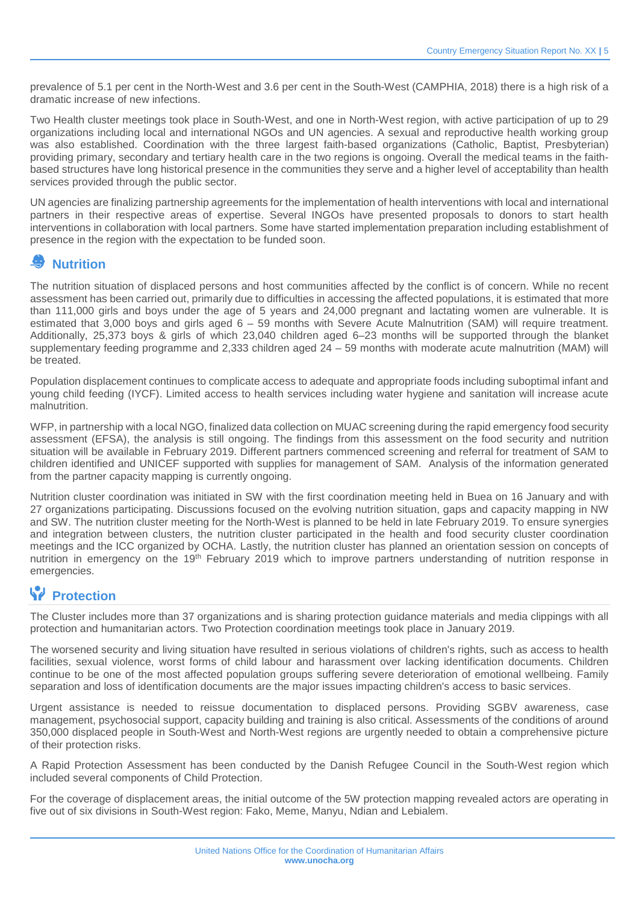prevalence of 5.1 per cent in the North-West and 3.6 per cent in the South-West (CAMPHIA, 2018) there is a high risk of a dramatic increase of new infections.

Two Health cluster meetings took place in South-West, and one in North-West region, with active participation of up to 29 organizations including local and international NGOs and UN agencies. A sexual and reproductive health working group was also established. Coordination with the three largest faith-based organizations (Catholic, Baptist, Presbyterian) providing primary, secondary and tertiary health care in the two regions is ongoing. Overall the medical teams in the faith-based structures have long historical presence in the communities they serve and a higher level of acceptability than health services provided through the public sector.

UN agencies are finalizing partnership agreements for the implementation of health interventions with local and international partners in their respective areas of expertise. Several INGOs have presented proposals to donors to start health interventions in collaboration with local partners. Some have started implementation preparation including establishment of presence in the region with the expectation to be funded soon.

## Nutrition

The nutrition situation of displaced persons and host communities affected by the conflict is of concern. While no recent assessment has been carried out, primarily due to difficulties in accessing the affected populations, it is estimated that more than 111,000 girls and boys under the age of 5 years and 24,000 pregnant and lactating women are vulnerable. It is estimated that 3,000 boys and girls aged 6 – 59 months with Severe Acute Malnutrition (SAM) will require treatment. Additionally, 25,373 boys & girls of which 23,040 children aged 6–23 months will be supported through the blanket supplementary feeding programme and 2,333 children aged 24 – 59 months with moderate acute malnutrition (MAM) will be treated.

Population displacement continues to complicate access to adequate and appropriate foods including suboptimal infant and young child feeding (IYCF). Limited access to health services including water hygiene and sanitation will increase acute malnutrition.

WFP, in partnership with a local NGO, finalized data collection on MUAC screening during the rapid emergency food security assessment (EFSA), the analysis is still ongoing. The findings from this assessment on the food security and nutrition situation will be available in February 2019. Different partners commenced screening and referral for treatment of SAM to children identified and UNICEF supported with supplies for management of SAM. Analysis of the information generated from the partner capacity mapping is currently ongoing.

Nutrition cluster coordination was initiated in SW with the first coordination meeting held in Buea on 16 January and with 27 organizations participating. Discussions focused on the evolving nutrition situation, gaps and capacity mapping in NW and SW. The nutrition cluster meeting for the North-West is planned to be held in late February 2019. To ensure synergies and integration between clusters, the nutrition cluster participated in the health and food security cluster coordination meetings and the ICC organized by OCHA. Lastly, the nutrition cluster has planned an orientation session on concepts of nutrition in emergency on the 19th February 2019 which to improve partners understanding of nutrition response in emergencies.

## Protection

The Cluster includes more than 37 organizations and is sharing protection guidance materials and media clippings with all protection and humanitarian actors. Two Protection coordination meetings took place in January 2019.

The worsened security and living situation have resulted in serious violations of children's rights, such as access to health facilities, sexual violence, worst forms of child labour and harassment over lacking identification documents. Children continue to be one of the most affected population groups suffering severe deterioration of emotional wellbeing. Family separation and loss of identification documents are the major issues impacting children's access to basic services.

Urgent assistance is needed to reissue documentation to displaced persons. Providing SGBV awareness, case management, psychosocial support, capacity building and training is also critical. Assessments of the conditions of around 350,000 displaced people in South-West and North-West regions are urgently needed to obtain a comprehensive picture of their protection risks.

A Rapid Protection Assessment has been conducted by the Danish Refugee Council in the South-West region which included several components of Child Protection.

For the coverage of displacement areas, the initial outcome of the 5W protection mapping revealed actors are operating in five out of six divisions in South-West region: Fako, Meme, Manyu, Ndian and Lebialem.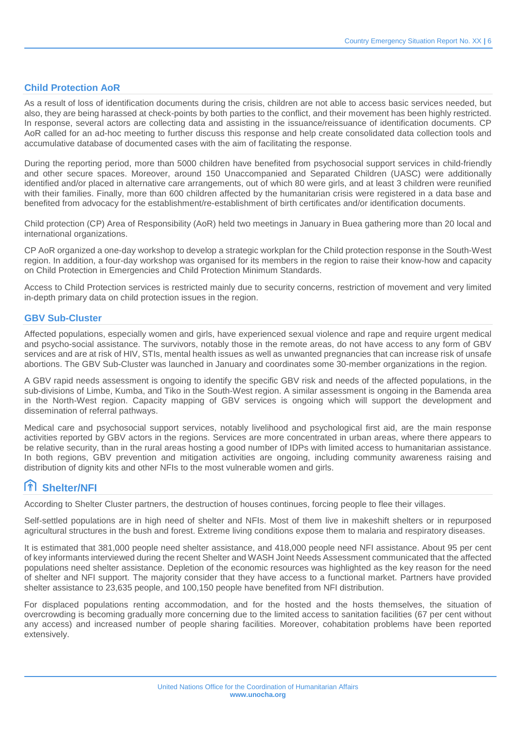## Child Protection AoR

As a result of loss of identification documents during the crisis, children are not able to access basic services needed, but also, they are being harassed at check-points by both parties to the conflict, and their movement has been highly restricted. In response, several actors are collecting data and assisting in the issuance/reissuance of identification documents. CP AoR called for an ad-hoc meeting to further discuss this response and help create consolidated data collection tools and accumulative database of documented cases with the aim of facilitating the response.

During the reporting period, more than 5000 children have benefited from psychosocial support services in child-friendly and other secure spaces. Moreover, around 150 Unaccompanied and Separated Children (UASC) were additionally identified and/or placed in alternative care arrangements, out of which 80 were girls, and at least 3 children were reunified with their families. Finally, more than 600 children affected by the humanitarian crisis were registered in a data base and benefited from advocacy for the establishment/re-establishment of birth certificates and/or identification documents.

Child protection (CP) Area of Responsibility (AoR) held two meetings in January in Buea gathering more than 20 local and international organizations.

CP AoR organized a one-day workshop to develop a strategic workplan for the Child protection response in the South-West region. In addition, a four-day workshop was organised for its members in the region to raise their know-how and capacity on Child Protection in Emergencies and Child Protection Minimum Standards.

Access to Child Protection services is restricted mainly due to security concerns, restriction of movement and very limited in-depth primary data on child protection issues in the region.

## GBV Sub-Cluster

Affected populations, especially women and girls, have experienced sexual violence and rape and require urgent medical and psycho-social assistance. The survivors, notably those in the remote areas, do not have access to any form of GBV services and are at risk of HIV, STIs, mental health issues as well as unwanted pregnancies that can increase risk of unsafe abortions. The GBV Sub-Cluster was launched in January and coordinates some 30-member organizations in the region.

A GBV rapid needs assessment is ongoing to identify the specific GBV risk and needs of the affected populations, in the sub-divisions of Limbe, Kumba, and Tiko in the South-West region. A similar assessment is ongoing in the Bamenda area in the North-West region. Capacity mapping of GBV services is ongoing which will support the development and dissemination of referral pathways.

Medical care and psychosocial support services, notably livelihood and psychological first aid, are the main response activities reported by GBV actors in the regions. Services are more concentrated in urban areas, where there appears to be relative security, than in the rural areas hosting a good number of IDPs with limited access to humanitarian assistance. In both regions, GBV prevention and mitigation activities are ongoing, including community awareness raising and distribution of dignity kits and other NFIs to the most vulnerable women and girls.

## Shelter/NFI

According to Shelter Cluster partners, the destruction of houses continues, forcing people to flee their villages.

Self-settled populations are in high need of shelter and NFIs. Most of them live in makeshift shelters or in repurposed agricultural structures in the bush and forest. Extreme living conditions expose them to malaria and respiratory diseases.

It is estimated that 381,000 people need shelter assistance, and 418,000 people need NFI assistance. About 95 per cent of key informants interviewed during the recent Shelter and WASH Joint Needs Assessment communicated that the affected populations need shelter assistance. Depletion of the economic resources was highlighted as the key reason for the need of shelter and NFI support. The majority consider that they have access to a functional market. Partners have provided shelter assistance to 23,635 people, and 100,150 people have benefited from NFI distribution.

For displaced populations renting accommodation, and for the hosted and the hosts themselves, the situation of overcrowding is becoming gradually more concerning due to the limited access to sanitation facilities (67 per cent without any access) and increased number of people sharing facilities. Moreover, cohabitation problems have been reported extensively.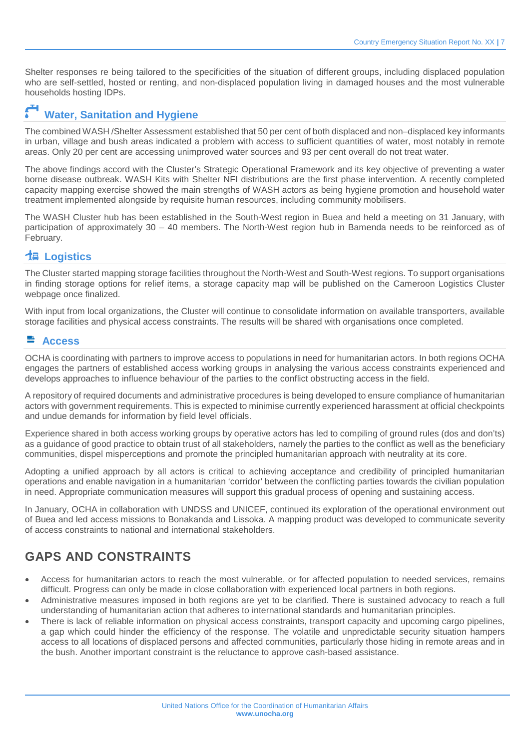Shelter responses re being tailored to the specificities of the situation of different groups, including displaced population who are self-settled, hosted or renting, and non-displaced population living in damaged houses and the most vulnerable households hosting IDPs.

## Water, Sanitation and Hygiene

The combined WASH /Shelter Assessment established that 50 per cent of both displaced and non–displaced key informants in urban, village and bush areas indicated a problem with access to sufficient quantities of water, most notably in remote areas. Only 20 per cent are accessing unimproved water sources and 93 per cent overall do not treat water.

The above findings accord with the Cluster's Strategic Operational Framework and its key objective of preventing a water borne disease outbreak. WASH Kits with Shelter NFI distributions are the first phase intervention. A recently completed capacity mapping exercise showed the main strengths of WASH actors as being hygiene promotion and household water treatment implemented alongside by requisite human resources, including community mobilisers.

The WASH Cluster hub has been established in the South-West region in Buea and held a meeting on 31 January, with participation of approximately 30 – 40 members. The North-West region hub in Bamenda needs to be reinforced as of February.

## Logistics

The Cluster started mapping storage facilities throughout the North-West and South-West regions. To support organisations in finding storage options for relief items, a storage capacity map will be published on the Cameroon Logistics Cluster webpage once finalized.

With input from local organizations, the Cluster will continue to consolidate information on available transporters, available storage facilities and physical access constraints. The results will be shared with organisations once completed.

## Access

OCHA is coordinating with partners to improve access to populations in need for humanitarian actors. In both regions OCHA engages the partners of established access working groups in analysing the various access constraints experienced and develops approaches to influence behaviour of the parties to the conflict obstructing access in the field.

A repository of required documents and administrative procedures is being developed to ensure compliance of humanitarian actors with government requirements. This is expected to minimise currently experienced harassment at official checkpoints and undue demands for information by field level officials.

Experience shared in both access working groups by operative actors has led to compiling of ground rules (dos and don'ts) as a guidance of good practice to obtain trust of all stakeholders, namely the parties to the conflict as well as the beneficiary communities, dispel misperceptions and promote the principled humanitarian approach with neutrality at its core.

Adopting a unified approach by all actors is critical to achieving acceptance and credibility of principled humanitarian operations and enable navigation in a humanitarian 'corridor' between the conflicting parties towards the civilian population in need. Appropriate communication measures will support this gradual process of opening and sustaining access.

In January, OCHA in collaboration with UNDSS and UNICEF, continued its exploration of the operational environment out of Buea and led access missions to Bonakanda and Lissoka. A mapping product was developed to communicate severity of access constraints to national and international stakeholders.

# GAPS AND CONSTRAINTS

- Access for humanitarian actors to reach the most vulnerable, or for affected population to needed services, remains difficult. Progress can only be made in close collaboration with experienced local partners in both regions.
- Administrative measures imposed in both regions are yet to be clarified. There is sustained advocacy to reach a full understanding of humanitarian action that adheres to international standards and humanitarian principles.
- There is lack of reliable information on physical access constraints, transport capacity and upcoming cargo pipelines, a gap which could hinder the efficiency of the response. The volatile and unpredictable security situation hampers access to all locations of displaced persons and affected communities, particularly those hiding in remote areas and in the bush. Another important constraint is the reluctance to approve cash-based assistance.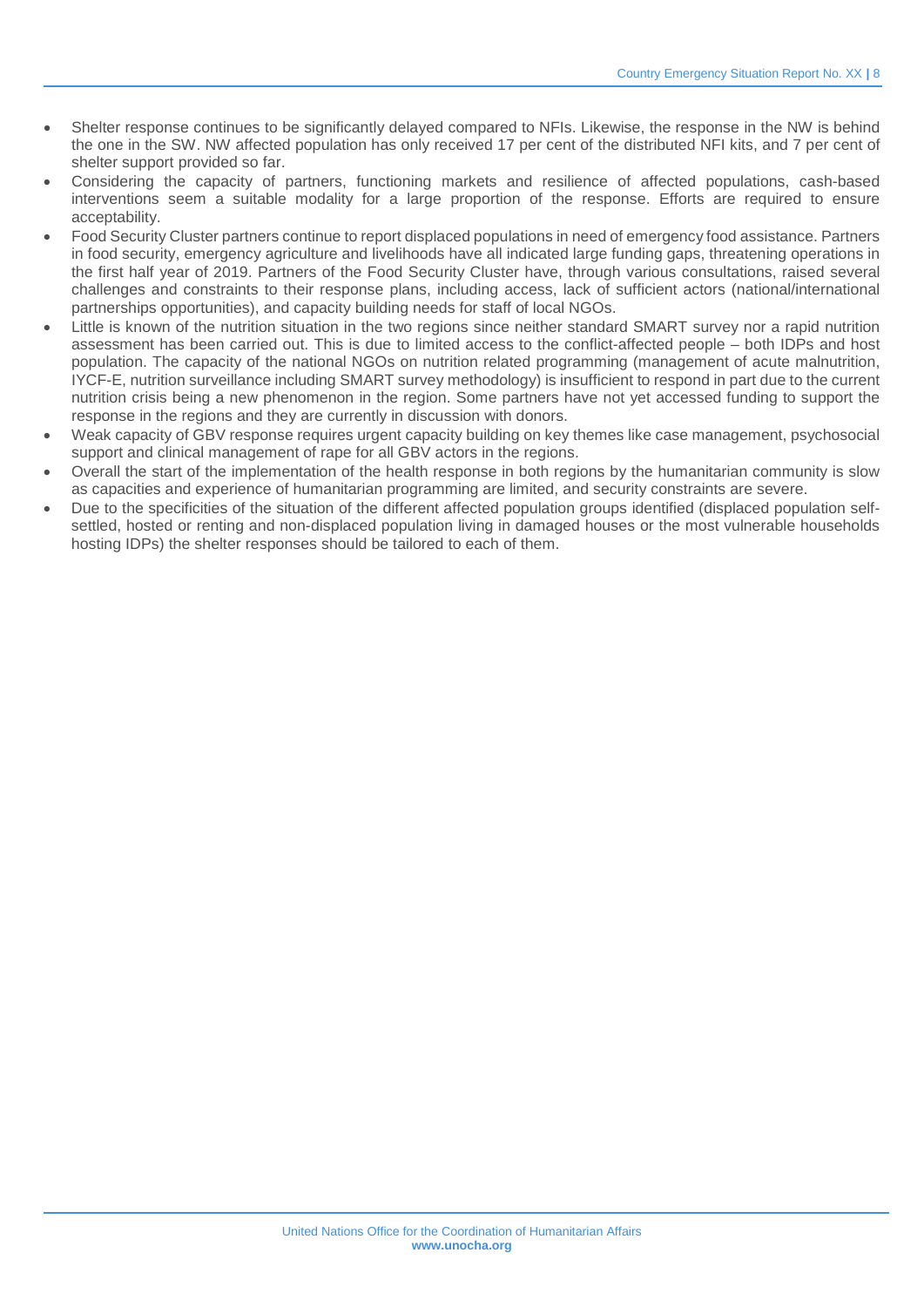- Shelter response continues to be significantly delayed compared to NFIs. Likewise, the response in the NW is behind the one in the SW. NW affected population has only received 17 per cent of the distributed NFI kits, and 7 per cent of shelter support provided so far.
- Considering the capacity of partners, functioning markets and resilience of affected populations, cash-based interventions seem a suitable modality for a large proportion of the response. Efforts are required to ensure acceptability.
- Food Security Cluster partners continue to report displaced populations in need of emergency food assistance. Partners in food security, emergency agriculture and livelihoods have all indicated large funding gaps, threatening operations in the first half year of 2019. Partners of the Food Security Cluster have, through various consultations, raised several challenges and constraints to their response plans, including access, lack of sufficient actors (national/international partnerships opportunities), and capacity building needs for staff of local NGOs.
- Little is known of the nutrition situation in the two regions since neither standard SMART survey nor a rapid nutrition assessment has been carried out. This is due to limited access to the conflict-affected people – both IDPs and host population. The capacity of the national NGOs on nutrition related programming (management of acute malnutrition, IYCF-E, nutrition surveillance including SMART survey methodology) is insufficient to respond in part due to the current nutrition crisis being a new phenomenon in the region. Some partners have not yet accessed funding to support the response in the regions and they are currently in discussion with donors.
- Weak capacity of GBV response requires urgent capacity building on key themes like case management, psychosocial support and clinical management of rape for all GBV actors in the regions.
- Overall the start of the implementation of the health response in both regions by the humanitarian community is slow as capacities and experience of humanitarian programming are limited, and security constraints are severe.
- Due to the specificities of the situation of the different affected population groups identified (displaced population self-settled, hosted or renting and non-displaced population living in damaged houses or the most vulnerable households hosting IDPs) the shelter responses should be tailored to each of them.